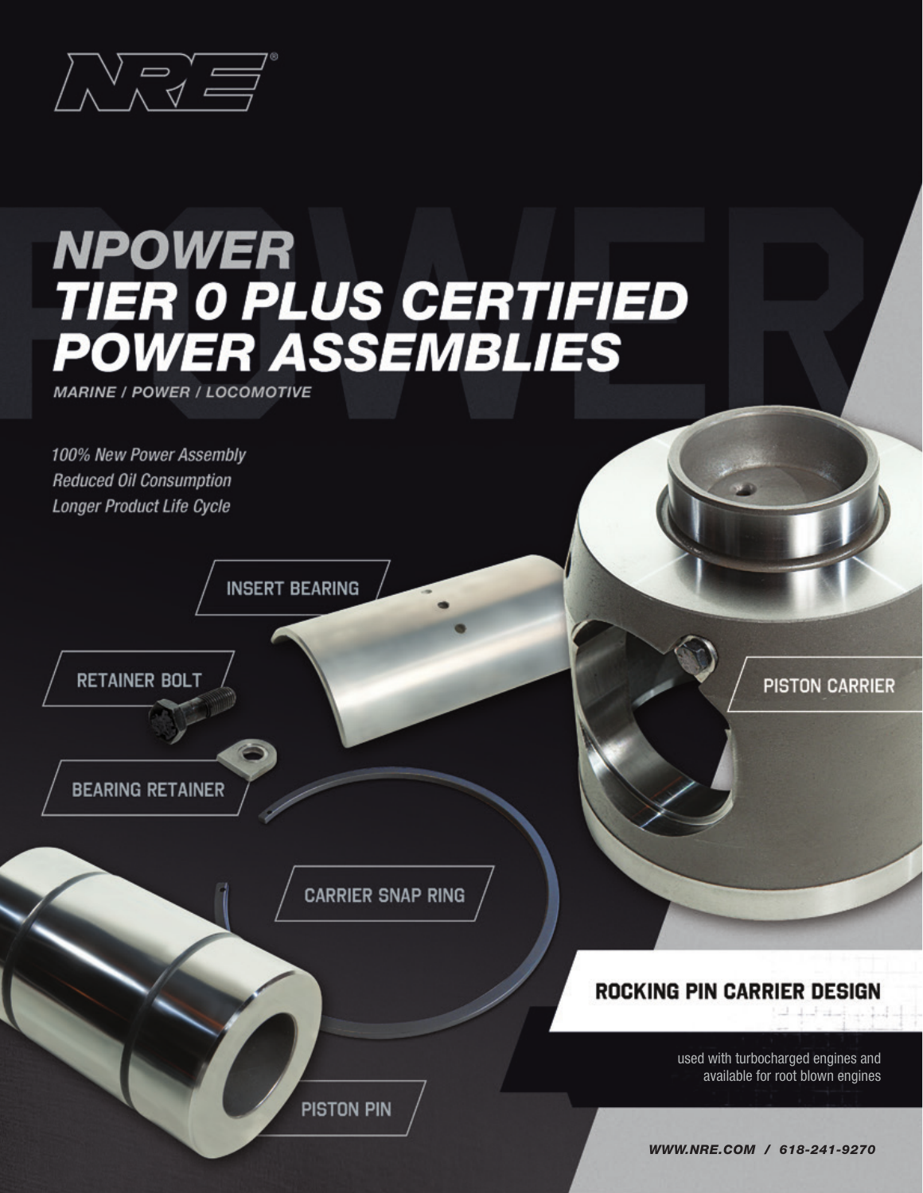NRE®

# NPOWER TIER 0 PLUS CERTIFIED POWER ASSEMBLIES

*MARINE / POWER / LOCOMOTIVE*

*100% New Power Assembly*
*Reduced Oil Consumption*
*Longer Product Life Cycle*

INSERT BEARING

RETAINER BOLT

BEARING RETAINER

PISTON CARRIER

CARRIER SNAP RING

PISTON PIN

## ROCKING PIN CARRIER DESIGN

used with turbocharged engines and available for root blown engines

*WWW.NRE.COM / 618-241-9270*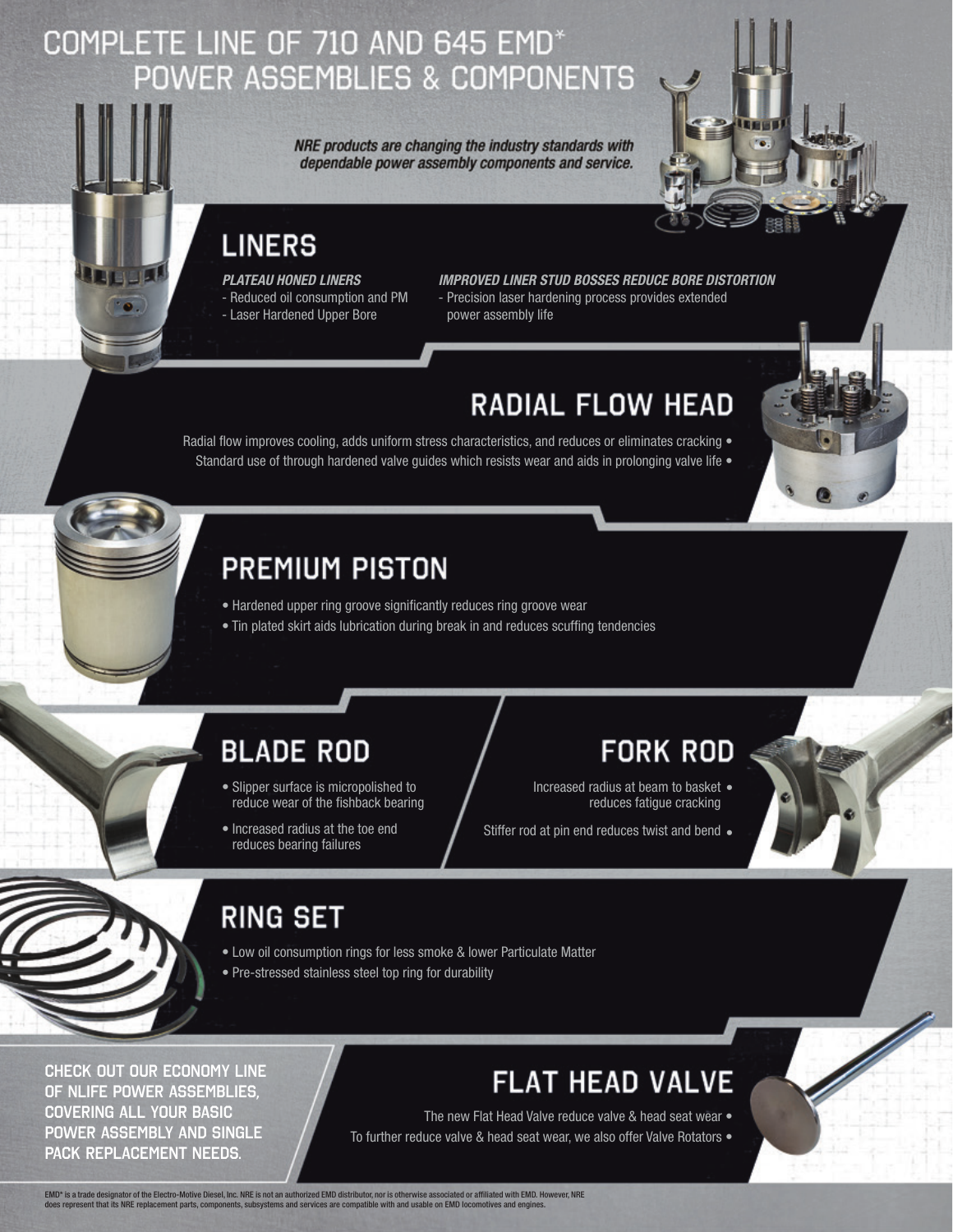# COMPLETE LINE OF 710 AND 645 EMD* POWER ASSEMBLIES & COMPONENTS

***NRE products are changing the industry standards with dependable power assembly components and service.***

## LINERS

***PLATEAU HONED LINERS***

- Reduced oil consumption and PM
- Laser Hardened Upper Bore

***IMPROVED LINER STUD BOSSES REDUCE BORE DISTORTION***

- Precision laser hardening process provides extended power assembly life

## RADIAL FLOW HEAD

- Radial flow improves cooling, adds uniform stress characteristics, and reduces or eliminates cracking
- Standard use of through hardened valve guides which resists wear and aids in prolonging valve life

## PREMIUM PISTON

- Hardened upper ring groove significantly reduces ring groove wear
- Tin plated skirt aids lubrication during break in and reduces scuffing tendencies

## BLADE ROD

- Slipper surface is micropolished to reduce wear of the fishback bearing
- Increased radius at the toe end reduces bearing failures

## FORK ROD

- Increased radius at beam to basket reduces fatigue cracking
- Stiffer rod at pin end reduces twist and bend

## RING SET

- Low oil consumption rings for less smoke & lower Particulate Matter
- Pre-stressed stainless steel top ring for durability

**CHECK OUT OUR ECONOMY LINE OF NLIFE POWER ASSEMBLIES, COVERING ALL YOUR BASIC POWER ASSEMBLY AND SINGLE PACK REPLACEMENT NEEDS.**

## FLAT HEAD VALVE

- The new Flat Head Valve reduce valve & head seat wear
- To further reduce valve & head seat wear, we also offer Valve Rotators

EMD* is a trade designator of the Electro-Motive Diesel, Inc. NRE is not an authorized EMD distributor, nor is otherwise associated or affiliated with EMD. However, NRE does represent that its NRE replacement parts, components, subsystems and services are compatible with and usable on EMD locomotives and engines.